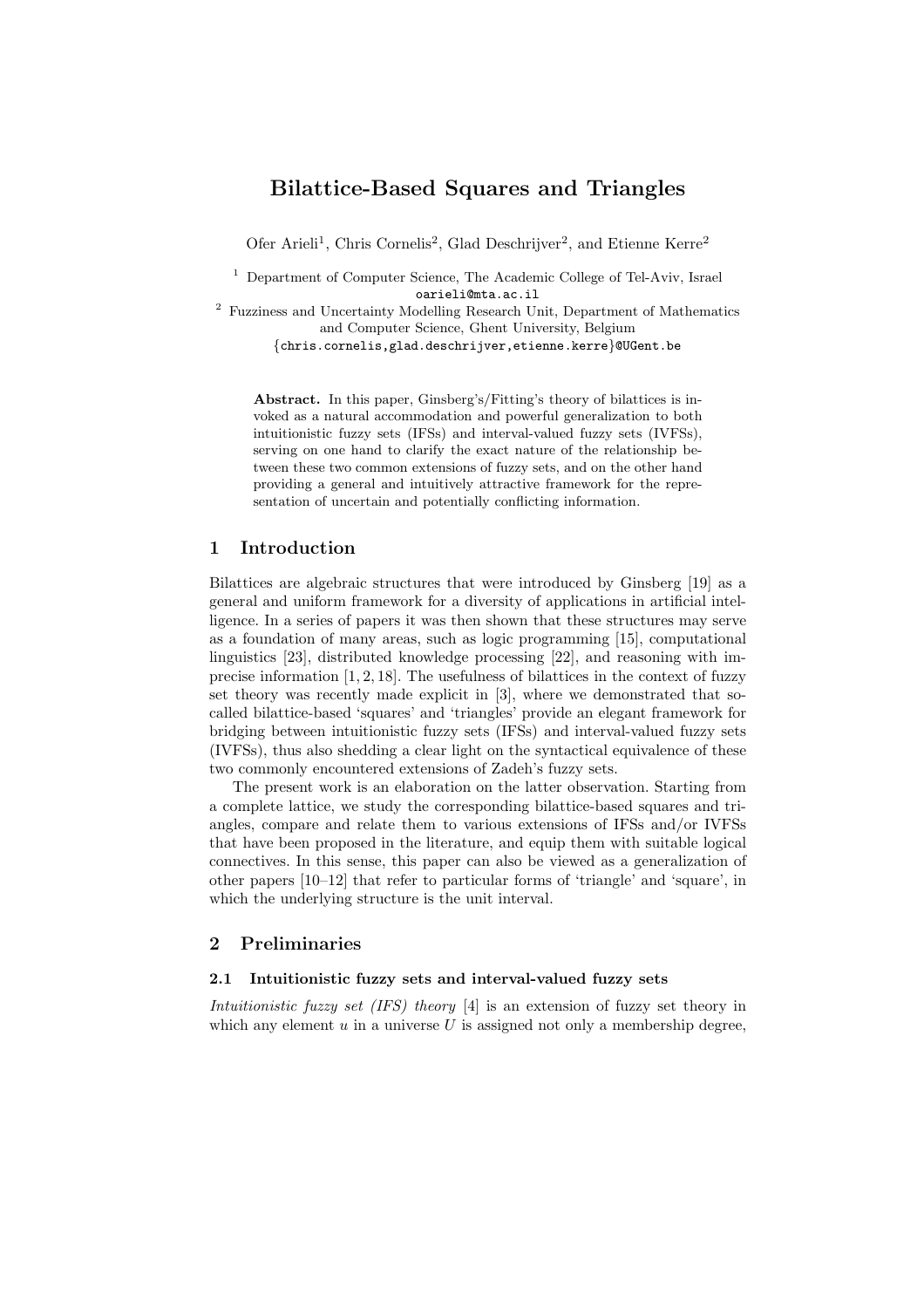# Bilattice-Based Squares and Triangles

Ofer Arieli[1], Chris Cornelis[2], Glad Deschrijver[2], and Etienne Kerre[2]

[1] Department of Computer Science, The Academic College of Tel-Aviv, Israel
oarieli@mta.ac.il

[2] Fuzziness and Uncertainty Modelling Research Unit, Department of Mathematics and Computer Science, Ghent University, Belgium
{chris.cornelis,glad.deschrijver,etienne.kerre}@UGent.be

**Abstract.** In this paper, Ginsberg's/Fitting's theory of bilattices is invoked as a natural accommodation and powerful generalization to both intuitionistic fuzzy sets (IFSs) and interval-valued fuzzy sets (IVFSs), serving on one hand to clarify the exact nature of the relationship between these two common extensions of fuzzy sets, and on the other hand providing a general and intuitively attractive framework for the representation of uncertain and potentially conflicting information.

## 1 Introduction

Bilattices are algebraic structures that were introduced by Ginsberg [19] as a general and uniform framework for a diversity of applications in artificial intelligence. In a series of papers it was then shown that these structures may serve as a foundation of many areas, such as logic programming [15], computational linguistics [23], distributed knowledge processing [22], and reasoning with imprecise information [1, 2, 18]. The usefulness of bilattices in the context of fuzzy set theory was recently made explicit in [3], where we demonstrated that so-called bilattice-based 'squares' and 'triangles' provide an elegant framework for bridging between intuitionistic fuzzy sets (IFSs) and interval-valued fuzzy sets (IVFSs), thus also shedding a clear light on the syntactical equivalence of these two commonly encountered extensions of Zadeh's fuzzy sets.

The present work is an elaboration on the latter observation. Starting from a complete lattice, we study the corresponding bilattice-based squares and triangles, compare and relate them to various extensions of IFSs and/or IVFSs that have been proposed in the literature, and equip them with suitable logical connectives. In this sense, this paper can also be viewed as a generalization of other papers [10–12] that refer to particular forms of 'triangle' and 'square', in which the underlying structure is the unit interval.

## 2 Preliminaries

### 2.1 Intuitionistic fuzzy sets and interval-valued fuzzy sets

*Intuitionistic fuzzy set (IFS) theory* [4] is an extension of fuzzy set theory in which any element $u$ in a universe $U$ is assigned not only a membership degree,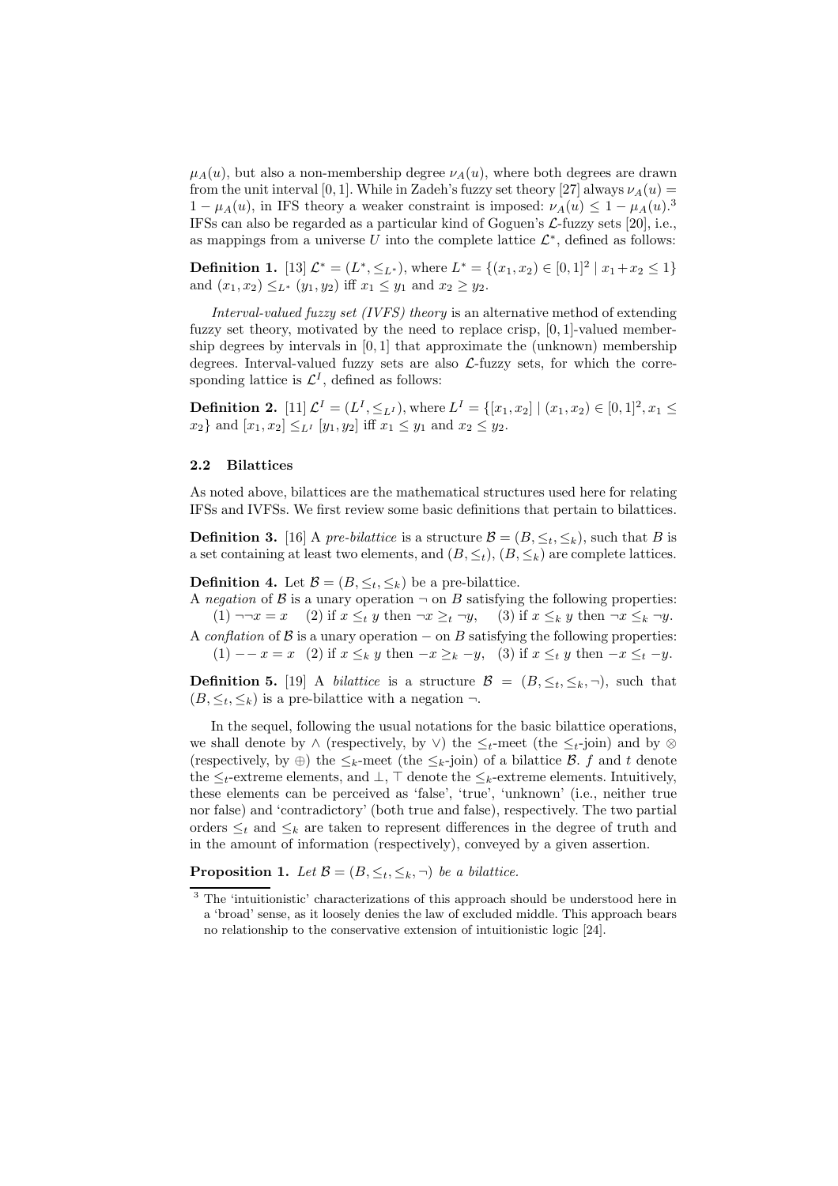$\mu_A(u)$, but also a non-membership degree $\nu_A(u)$, where both degrees are drawn from the unit interval $[0,1]$. While in Zadeh's fuzzy set theory [27] always $\nu_A(u) = 1 - \mu_A(u)$, in IFS theory a weaker constraint is imposed: $\nu_A(u) \leq 1 - \mu_A(u)$.[3] IFSs can also be regarded as a particular kind of Goguen's $\mathcal{L}$-fuzzy sets [20], i.e., as mappings from a universe $U$ into the complete lattice $\mathcal{L}^*$, defined as follows:

**Definition 1.** [13] $\mathcal{L}^* = (L^*, \leq_{L^*})$, where $L^* = \{(x_1, x_2) \in [0,1]^2 \mid x_1 + x_2 \leq 1\}$ and $(x_1, x_2) \leq_{L^*} (y_1, y_2)$ iff $x_1 \leq y_1$ and $x_2 \geq y_2$.

*Interval-valued fuzzy set (IVFS) theory* is an alternative method of extending fuzzy set theory, motivated by the need to replace crisp, $[0,1]$-valued membership degrees by intervals in $[0,1]$ that approximate the (unknown) membership degrees. Interval-valued fuzzy sets are also $\mathcal{L}$-fuzzy sets, for which the corresponding lattice is $\mathcal{L}^I$, defined as follows:

**Definition 2.** [11] $\mathcal{L}^I = (L^I, \leq_{L^I})$, where $L^I = \{[x_1, x_2] \mid (x_1, x_2) \in [0,1]^2, x_1 \leq x_2\}$ and $[x_1, x_2] \leq_{L^I} [y_1, y_2]$ iff $x_1 \leq y_1$ and $x_2 \leq y_2$.

### 2.2 Bilattices

As noted above, bilattices are the mathematical structures used here for relating IFSs and IVFSs. We first review some basic definitions that pertain to bilattices.

**Definition 3.** [16] A *pre-bilattice* is a structure $\mathcal{B} = (B, \leq_t, \leq_k)$, such that $B$ is a set containing at least two elements, and $(B, \leq_t)$, $(B, \leq_k)$ are complete lattices.

**Definition 4.** Let $\mathcal{B} = (B, \leq_t, \leq_k)$ be a pre-bilattice.
A *negation* of $\mathcal{B}$ is a unary operation $\neg$ on $B$ satisfying the following properties:
(1) $\neg\neg x = x$ (2) if $x \leq_t y$ then $\neg x \geq_t \neg y$, (3) if $x \leq_k y$ then $\neg x \leq_k \neg y$.
A *conflation* of $\mathcal{B}$ is a unary operation $-$ on $B$ satisfying the following properties:
(1) $--x = x$ (2) if $x \leq_k y$ then $-x \geq_k -y$, (3) if $x \leq_t y$ then $-x \leq_t -y$.

**Definition 5.** [19] A *bilattice* is a structure $\mathcal{B} = (B, \leq_t, \leq_k, \neg)$, such that $(B, \leq_t, \leq_k)$ is a pre-bilattice with a negation $\neg$.

In the sequel, following the usual notations for the basic bilattice operations, we shall denote by $\wedge$ (respectively, by $\vee$) the $\leq_t$-meet (the $\leq_t$-join) and by $\otimes$ (respectively, by $\oplus$) the $\leq_k$-meet (the $\leq_k$-join) of a bilattice $\mathcal{B}$. $f$ and $t$ denote the $\leq_t$-extreme elements, and $\perp$, $\top$ denote the $\leq_k$-extreme elements. Intuitively, these elements can be perceived as 'false', 'true', 'unknown' (i.e., neither true nor false) and 'contradictory' (both true and false), respectively. The two partial orders $\leq_t$ and $\leq_k$ are taken to represent differences in the degree of truth and in the amount of information (respectively), conveyed by a given assertion.

**Proposition 1.** *Let $\mathcal{B} = (B, \leq_t, \leq_k, \neg)$ be a bilattice.*

[3] The 'intuitionistic' characterizations of this approach should be understood here in a 'broad' sense, as it loosely denies the law of excluded middle. This approach bears no relationship to the conservative extension of intuitionistic logic [24].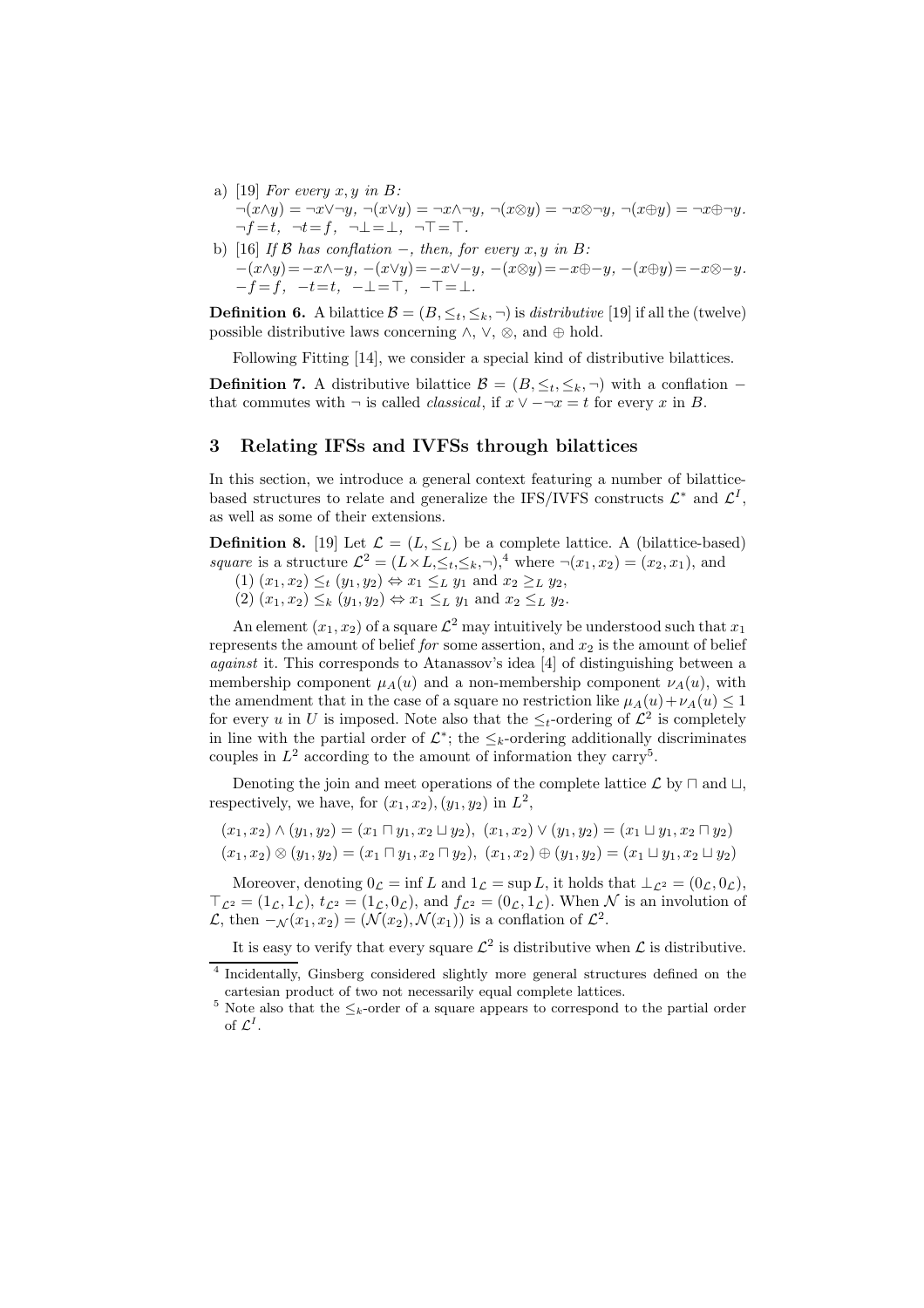a) [19] *For every $x, y$ in $B$:*
$\neg(x \wedge y) = \neg x \vee \neg y$, $\neg(x \vee y) = \neg x \wedge \neg y$, $\neg(x \otimes y) = \neg x \otimes \neg y$, $\neg(x \oplus y) = \neg x \oplus \neg y$.
$\neg f = t$, $\neg t = f$, $\neg \bot = \bot$, $\neg \top = \top$.

b) [16] *If $\mathcal{B}$ has conflation $-$, then, for every $x, y$ in $B$:*
$-(x \wedge y) = -x \wedge -y$, $-(x \vee y) = -x \vee -y$, $-(x \otimes y) = -x \oplus -y$, $-(x \oplus y) = -x \otimes -y$.
$-f = f$, $-t = t$, $-\bot = \top$, $-\top = \bot$.

**Definition 6.** A bilattice $\mathcal{B} = (B, \leq_t, \leq_k, \neg)$ is *distributive* [19] if all the (twelve) possible distributive laws concerning $\wedge$, $\vee$, $\otimes$, and $\oplus$ hold.

Following Fitting [14], we consider a special kind of distributive bilattices.

**Definition 7.** A distributive bilattice $\mathcal{B} = (B, \leq_t, \leq_k, \neg)$ with a conflation $-$ that commutes with $\neg$ is called *classical*, if $x \vee - \neg x = t$ for every $x$ in $B$.

## 3 Relating IFSs and IVFSs through bilattices

In this section, we introduce a general context featuring a number of bilattice-based structures to relate and generalize the IFS/IVFS constructs $\mathcal{L}^*$ and $\mathcal{L}^I$, as well as some of their extensions.

**Definition 8.** [19] Let $\mathcal{L} = (L, \leq_L)$ be a complete lattice. A (bilattice-based) *square* is a structure $\mathcal{L}^2 = (L \times L, \leq_t, \leq_k, \neg)$,[4] where $\neg(x_1, x_2) = (x_2, x_1)$, and

(1) $(x_1, x_2) \leq_t (y_1, y_2) \Leftrightarrow x_1 \leq_L y_1$ and $x_2 \geq_L y_2$,
(2) $(x_1, x_2) \leq_k (y_1, y_2) \Leftrightarrow x_1 \leq_L y_1$ and $x_2 \leq_L y_2$.

An element $(x_1, x_2)$ of a square $\mathcal{L}^2$ may intuitively be understood such that $x_1$ represents the amount of belief *for* some assertion, and $x_2$ is the amount of belief *against* it. This corresponds to Atanassov's idea [4] of distinguishing between a membership component $\mu_A(u)$ and a non-membership component $\nu_A(u)$, with the amendment that in the case of a square no restriction like $\mu_A(u) + \nu_A(u) \leq 1$ for every $u$ in $U$ is imposed. Note also that the $\leq_t$-ordering of $\mathcal{L}^2$ is completely in line with the partial order of $\mathcal{L}^*$; the $\leq_k$-ordering additionally discriminates couples in $L^2$ according to the amount of information they carry[5].

Denoting the join and meet operations of the complete lattice $\mathcal{L}$ by $\sqcap$ and $\sqcup$, respectively, we have, for $(x_1, x_2), (y_1, y_2)$ in $L^2$,

$$(x_1, x_2) \wedge (y_1, y_2) = (x_1 \sqcap y_1, x_2 \sqcup y_2),\ (x_1, x_2) \vee (y_1, y_2) = (x_1 \sqcup y_1, x_2 \sqcap y_2)$$
$$(x_1, x_2) \otimes (y_1, y_2) = (x_1 \sqcap y_1, x_2 \sqcap y_2),\ (x_1, x_2) \oplus (y_1, y_2) = (x_1 \sqcup y_1, x_2 \sqcup y_2)$$

Moreover, denoting $0_{\mathcal{L}} = \inf L$ and $1_{\mathcal{L}} = \sup L$, it holds that $\bot_{\mathcal{L}^2} = (0_{\mathcal{L}}, 0_{\mathcal{L}})$, $\top_{\mathcal{L}^2} = (1_{\mathcal{L}}, 1_{\mathcal{L}})$, $t_{\mathcal{L}^2} = (1_{\mathcal{L}}, 0_{\mathcal{L}})$, and $f_{\mathcal{L}^2} = (0_{\mathcal{L}}, 1_{\mathcal{L}})$. When $\mathcal{N}$ is an involution of $\mathcal{L}$, then $-_{\mathcal{N}}(x_1, x_2) = (\mathcal{N}(x_2), \mathcal{N}(x_1))$ is a conflation of $\mathcal{L}^2$.

It is easy to verify that every square $\mathcal{L}^2$ is distributive when $\mathcal{L}$ is distributive.

---

[4] Incidentally, Ginsberg considered slightly more general structures defined on the cartesian product of two not necessarily equal complete lattices.

[5] Note also that the $\leq_k$-order of a square appears to correspond to the partial order of $\mathcal{L}^I$.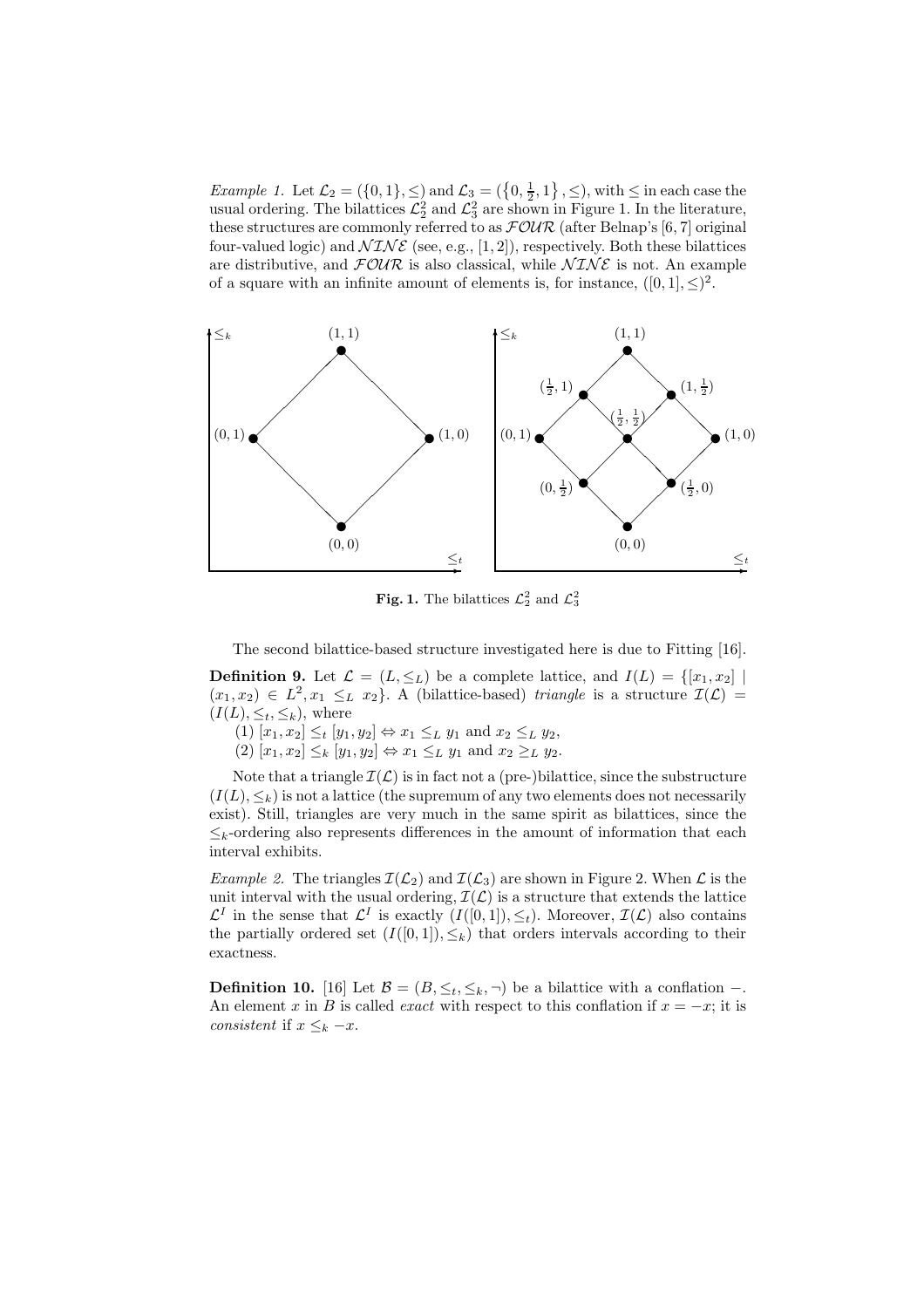*Example 1.* Let $\mathcal{L}_2 = (\{0, 1\}, \leq)$ and $\mathcal{L}_3 = (\{0, \frac{1}{2}, 1\}, \leq)$, with $\leq$ in each case the usual ordering. The bilattices $\mathcal{L}_2^2$ and $\mathcal{L}_3^2$ are shown in Figure 1. In the literature, these structures are commonly referred to as $\mathcal{FOUR}$ (after Belnap's [6, 7] original four-valued logic) and $\mathcal{NINE}$ (see, e.g., [1, 2]), respectively. Both these bilattices are distributive, and $\mathcal{FOUR}$ is also classical, while $\mathcal{NINE}$ is not. An example of a square with an infinite amount of elements is, for instance, $([0, 1], \leq)^2$.

**Fig. 1.** The bilattices $\mathcal{L}_2^2$ and $\mathcal{L}_3^2$

The second bilattice-based structure investigated here is due to Fitting [16].

**Definition 9.** Let $\mathcal{L} = (L, \leq_L)$ be a complete lattice, and $I(L) = \{[x_1, x_2] \mid (x_1, x_2) \in L^2, x_1 \leq_L x_2\}$. A (bilattice-based) *triangle* is a structure $\mathcal{I}(\mathcal{L}) = (I(L), \leq_t, \leq_k)$, where

(1) $[x_1, x_2] \leq_t [y_1, y_2] \Leftrightarrow x_1 \leq_L y_1$ and $x_2 \leq_L y_2$,
(2) $[x_1, x_2] \leq_k [y_1, y_2] \Leftrightarrow x_1 \leq_L y_1$ and $x_2 \geq_L y_2$.

Note that a triangle $\mathcal{I}(\mathcal{L})$ is in fact not a (pre-)bilattice, since the substructure $(I(L), \leq_k)$ is not a lattice (the supremum of any two elements does not necessarily exist). Still, triangles are very much in the same spirit as bilattices, since the $\leq_k$-ordering also represents differences in the amount of information that each interval exhibits.

*Example 2.* The triangles $\mathcal{I}(\mathcal{L}_2)$ and $\mathcal{I}(\mathcal{L}_3)$ are shown in Figure 2. When $\mathcal{L}$ is the unit interval with the usual ordering, $\mathcal{I}(\mathcal{L})$ is a structure that extends the lattice $\mathcal{L}^I$ in the sense that $\mathcal{L}^I$ is exactly $(I([0, 1]), \leq_t)$. Moreover, $\mathcal{I}(\mathcal{L})$ also contains the partially ordered set $(I([0, 1]), \leq_k)$ that orders intervals according to their exactness.

**Definition 10.** [16] Let $\mathcal{B} = (B, \leq_t, \leq_k, \neg)$ be a bilattice with a conflation $-$. An element $x$ in $B$ is called *exact* with respect to this conflation if $x = -x$; it is *consistent* if $x \leq_k -x$.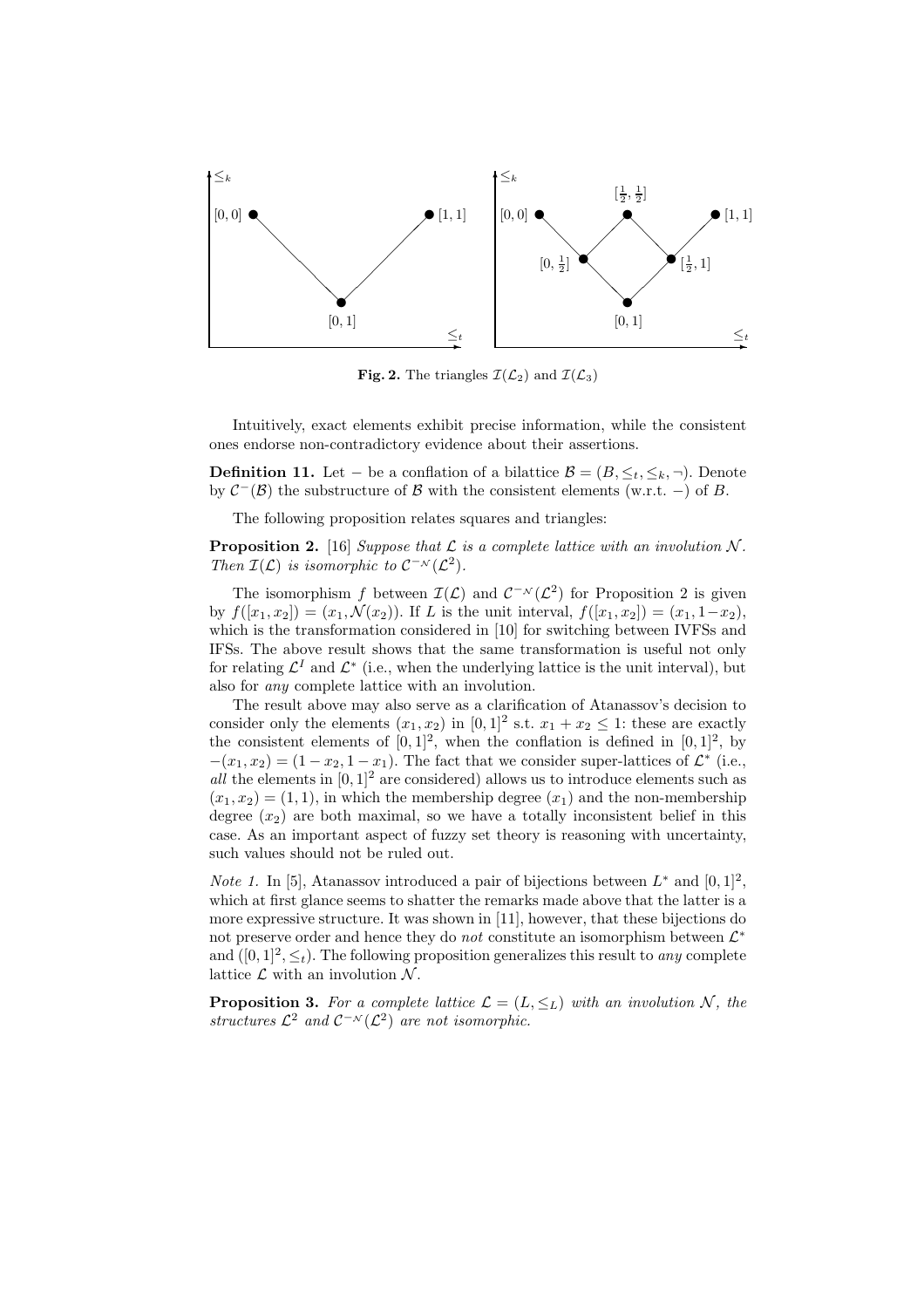**Fig. 2.** The triangles $\mathcal{I}(\mathcal{L}_2)$ and $\mathcal{I}(\mathcal{L}_3)$

Intuitively, exact elements exhibit precise information, while the consistent ones endorse non-contradictory evidence about their assertions.

**Definition 11.** Let $-$ be a conflation of a bilattice $\mathcal{B} = (B, \leq_t, \leq_k, \neg)$. Denote by $\mathcal{C}^{-}(\mathcal{B})$ the substructure of $\mathcal{B}$ with the consistent elements (w.r.t. $-$) of $B$.

The following proposition relates squares and triangles:

**Proposition 2.** [16] *Suppose that $\mathcal{L}$ is a complete lattice with an involution $\mathcal{N}$. Then $\mathcal{I}(\mathcal{L})$ is isomorphic to $\mathcal{C}^{-_\mathcal{N}}(\mathcal{L}^2)$.*

The isomorphism $f$ between $\mathcal{I}(\mathcal{L})$ and $\mathcal{C}^{-_\mathcal{N}}(\mathcal{L}^2)$ for Proposition 2 is given by $f([x_1, x_2]) = (x_1, \mathcal{N}(x_2))$. If $L$ is the unit interval, $f([x_1, x_2]) = (x_1, 1-x_2)$, which is the transformation considered in [10] for switching between IVFSs and IFSs. The above result shows that the same transformation is useful not only for relating $\mathcal{L}^I$ and $\mathcal{L}^*$ (i.e., when the underlying lattice is the unit interval), but also for *any* complete lattice with an involution.

The result above may also serve as a clarification of Atanassov's decision to consider only the elements $(x_1, x_2)$ in $[0, 1]^2$ s.t. $x_1 + x_2 \leq 1$: these are exactly the consistent elements of $[0, 1]^2$, when the conflation is defined in $[0, 1]^2$, by $-(x_1, x_2) = (1 - x_2, 1 - x_1)$. The fact that we consider super-lattices of $\mathcal{L}^*$ (i.e., *all* the elements in $[0, 1]^2$ are considered) allows us to introduce elements such as $(x_1, x_2) = (1, 1)$, in which the membership degree ($x_1$) and the non-membership degree ($x_2$) are both maximal, so we have a totally inconsistent belief in this case. As an important aspect of fuzzy set theory is reasoning with uncertainty, such values should not be ruled out.

*Note 1.* In [5], Atanassov introduced a pair of bijections between $L^*$ and $[0, 1]^2$, which at first glance seems to shatter the remarks made above that the latter is a more expressive structure. It was shown in [11], however, that these bijections do not preserve order and hence they do *not* constitute an isomorphism between $\mathcal{L}^*$ and $([0, 1]^2, \leq_t)$. The following proposition generalizes this result to *any* complete lattice $\mathcal{L}$ with an involution $\mathcal{N}$.

**Proposition 3.** *For a complete lattice $\mathcal{L} = (L, \leq_L)$ with an involution $\mathcal{N}$, the structures $\mathcal{L}^2$ and $\mathcal{C}^{-_\mathcal{N}}(\mathcal{L}^2)$ are not isomorphic.*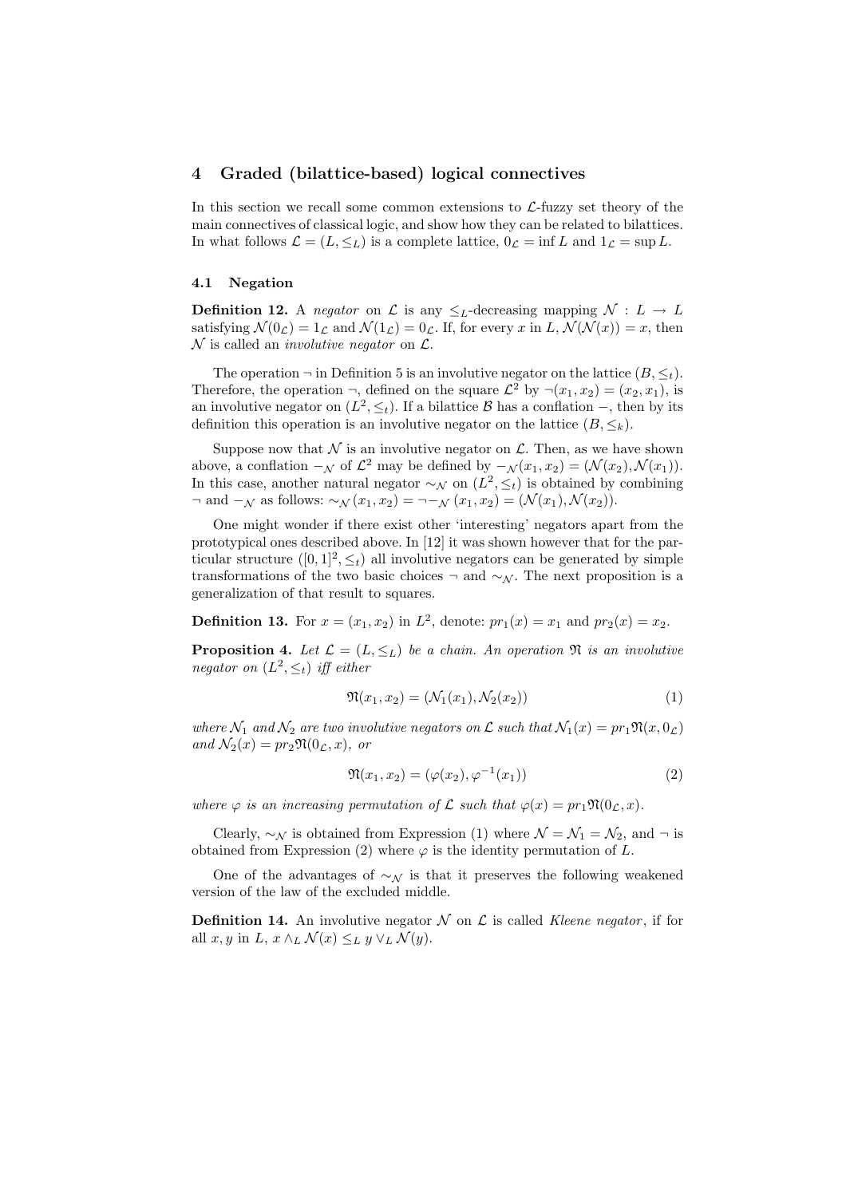## 4 Graded (bilattice-based) logical connectives

In this section we recall some common extensions to $\mathcal{L}$-fuzzy set theory of the main connectives of classical logic, and show how they can be related to bilattices. In what follows $\mathcal{L} = (L, \leq_L)$ is a complete lattice, $0_\mathcal{L} = \inf L$ and $1_\mathcal{L} = \sup L$.

### 4.1 Negation

**Definition 12.** A *negator* on $\mathcal{L}$ is any $\leq_L$-decreasing mapping $\mathcal{N} : L \to L$ satisfying $\mathcal{N}(0_\mathcal{L}) = 1_\mathcal{L}$ and $\mathcal{N}(1_\mathcal{L}) = 0_\mathcal{L}$. If, for every $x$ in $L$, $\mathcal{N}(\mathcal{N}(x)) = x$, then $\mathcal{N}$ is called an *involutive negator* on $\mathcal{L}$.

The operation $\neg$ in Definition 5 is an involutive negator on the lattice $(B, \leq_t)$. Therefore, the operation $\neg$, defined on the square $\mathcal{L}^2$ by $\neg(x_1, x_2) = (x_2, x_1)$, is an involutive negator on $(L^2, \leq_t)$. If a bilattice $\mathcal{B}$ has a conflation $-$, then by its definition this operation is an involutive negator on the lattice $(B, \leq_k)$.

Suppose now that $\mathcal{N}$ is an involutive negator on $\mathcal{L}$. Then, as we have shown above, a conflation $-_\mathcal{N}$ of $\mathcal{L}^2$ may be defined by $-_\mathcal{N}(x_1, x_2) = (\mathcal{N}(x_2), \mathcal{N}(x_1))$. In this case, another natural negator $\sim_\mathcal{N}$ on $(L^2, \leq_t)$ is obtained by combining $\neg$ and $-_\mathcal{N}$ as follows: $\sim_\mathcal{N}(x_1, x_2) = \neg -_\mathcal{N} (x_1, x_2) = (\mathcal{N}(x_1), \mathcal{N}(x_2))$.

One might wonder if there exist other 'interesting' negators apart from the prototypical ones described above. In [12] it was shown however that for the particular structure $([0, 1]^2, \leq_t)$ all involutive negators can be generated by simple transformations of the two basic choices $\neg$ and $\sim_\mathcal{N}$. The next proposition is a generalization of that result to squares.

**Definition 13.** For $x = (x_1, x_2)$ in $L^2$, denote: $pr_1(x) = x_1$ and $pr_2(x) = x_2$.

**Proposition 4.** *Let $\mathcal{L} = (L, \leq_L)$ be a chain. An operation $\mathfrak{N}$ is an involutive negator on $(L^2, \leq_t)$ iff either*

$$\mathfrak{N}(x_1, x_2) = (\mathcal{N}_1(x_1), \mathcal{N}_2(x_2)) \tag{1}$$

*where $\mathcal{N}_1$ and $\mathcal{N}_2$ are two involutive negators on $\mathcal{L}$ such that $\mathcal{N}_1(x) = pr_1\mathfrak{N}(x, 0_\mathcal{L})$ and $\mathcal{N}_2(x) = pr_2\mathfrak{N}(0_\mathcal{L}, x)$, or*

$$\mathfrak{N}(x_1, x_2) = (\varphi(x_2), \varphi^{-1}(x_1)) \tag{2}$$

*where $\varphi$ is an increasing permutation of $\mathcal{L}$ such that $\varphi(x) = pr_1\mathfrak{N}(0_\mathcal{L}, x)$.*

Clearly, $\sim_\mathcal{N}$ is obtained from Expression (1) where $\mathcal{N} = \mathcal{N}_1 = \mathcal{N}_2$, and $\neg$ is obtained from Expression (2) where $\varphi$ is the identity permutation of $L$.

One of the advantages of $\sim_\mathcal{N}$ is that it preserves the following weakened version of the law of the excluded middle.

**Definition 14.** An involutive negator $\mathcal{N}$ on $\mathcal{L}$ is called *Kleene negator*, if for all $x, y$ in $L$, $x \wedge_L \mathcal{N}(x) \leq_L y \vee_L \mathcal{N}(y)$.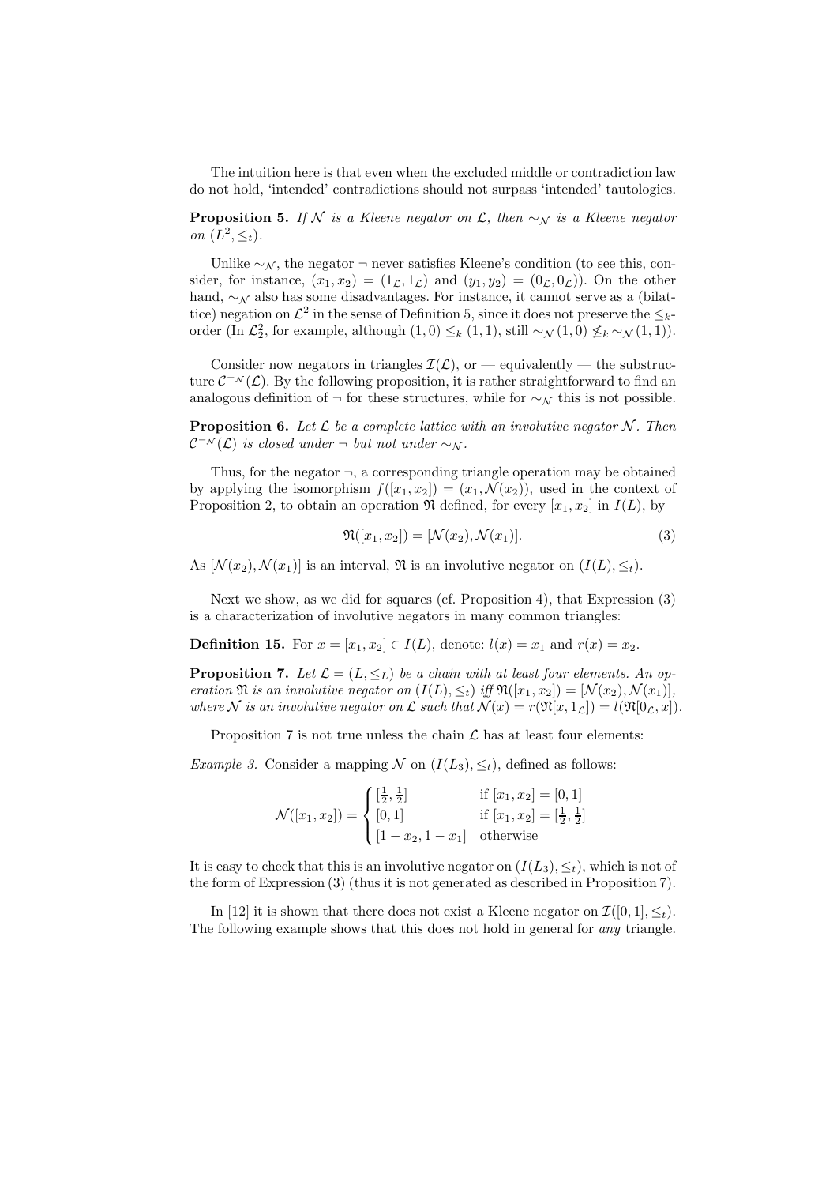The intuition here is that even when the excluded middle or contradiction law do not hold, 'intended' contradictions should not surpass 'intended' tautologies.

**Proposition 5.** *If $\mathcal{N}$ is a Kleene negator on $\mathcal{L}$, then $\sim_{\mathcal{N}}$ is a Kleene negator on $(L^2, \leq_t)$.*

Unlike $\sim_{\mathcal{N}}$, the negator $\neg$ never satisfies Kleene's condition (to see this, consider, for instance, $(x_1, x_2) = (1_{\mathcal{L}}, 1_{\mathcal{L}})$ and $(y_1, y_2) = (0_{\mathcal{L}}, 0_{\mathcal{L}})$). On the other hand, $\sim_{\mathcal{N}}$ also has some disadvantages. For instance, it cannot serve as a (bilattice) negation on $\mathcal{L}^2$ in the sense of Definition 5, since it does not preserve the $\leq_k$-order (In $\mathcal{L}_2^2$, for example, although $(1, 0) \leq_k (1, 1)$, still $\sim_{\mathcal{N}}(1, 0) \not\leq_k \sim_{\mathcal{N}}(1, 1)$).

Consider now negators in triangles $\mathcal{I}(\mathcal{L})$, or — equivalently — the substructure $\mathcal{C}^{-\mathcal{N}}(\mathcal{L})$. By the following proposition, it is rather straightforward to find an analogous definition of $\neg$ for these structures, while for $\sim_{\mathcal{N}}$ this is not possible.

**Proposition 6.** *Let $\mathcal{L}$ be a complete lattice with an involutive negator $\mathcal{N}$. Then $\mathcal{C}^{-\mathcal{N}}(\mathcal{L})$ is closed under $\neg$ but not under $\sim_{\mathcal{N}}$.*

Thus, for the negator $\neg$, a corresponding triangle operation may be obtained by applying the isomorphism $f([x_1, x_2]) = (x_1, \mathcal{N}(x_2))$, used in the context of Proposition 2, to obtain an operation $\mathfrak{N}$ defined, for every $[x_1, x_2]$ in $I(L)$, by

$$\mathfrak{N}([x_1, x_2]) = [\mathcal{N}(x_2), \mathcal{N}(x_1)]. \tag{3}$$

As $[\mathcal{N}(x_2), \mathcal{N}(x_1)]$ is an interval, $\mathfrak{N}$ is an involutive negator on $(I(L), \leq_t)$.

Next we show, as we did for squares (cf. Proposition 4), that Expression (3) is a characterization of involutive negators in many common triangles:

**Definition 15.** For $x = [x_1, x_2] \in I(L)$, denote: $l(x) = x_1$ and $r(x) = x_2$.

**Proposition 7.** *Let $\mathcal{L} = (L, \leq_L)$ be a chain with at least four elements. An operation $\mathfrak{N}$ is an involutive negator on $(I(L), \leq_t)$ iff $\mathfrak{N}([x_1, x_2]) = [\mathcal{N}(x_2), \mathcal{N}(x_1)]$, where $\mathcal{N}$ is an involutive negator on $\mathcal{L}$ such that $\mathcal{N}(x) = r(\mathfrak{N}[x, 1_{\mathcal{L}}]) = l(\mathfrak{N}[0_{\mathcal{L}}, x])$.*

Proposition 7 is not true unless the chain $\mathcal{L}$ has at least four elements:

*Example 3.* Consider a mapping $\mathcal{N}$ on $(I(L_3), \leq_t)$, defined as follows:

$$\mathcal{N}([x_1, x_2]) = \begin{cases} [\frac{1}{2}, \frac{1}{2}] & \text{if } [x_1, x_2] = [0, 1] \\ [0, 1] & \text{if } [x_1, x_2] = [\frac{1}{2}, \frac{1}{2}] \\ [1 - x_2, 1 - x_1] & \text{otherwise} \end{cases}$$

It is easy to check that this is an involutive negator on $(I(L_3), \leq_t)$, which is not of the form of Expression (3) (thus it is not generated as described in Proposition 7).

In [12] it is shown that there does not exist a Kleene negator on $\mathcal{I}([0, 1], \leq_t)$. The following example shows that this does not hold in general for *any* triangle.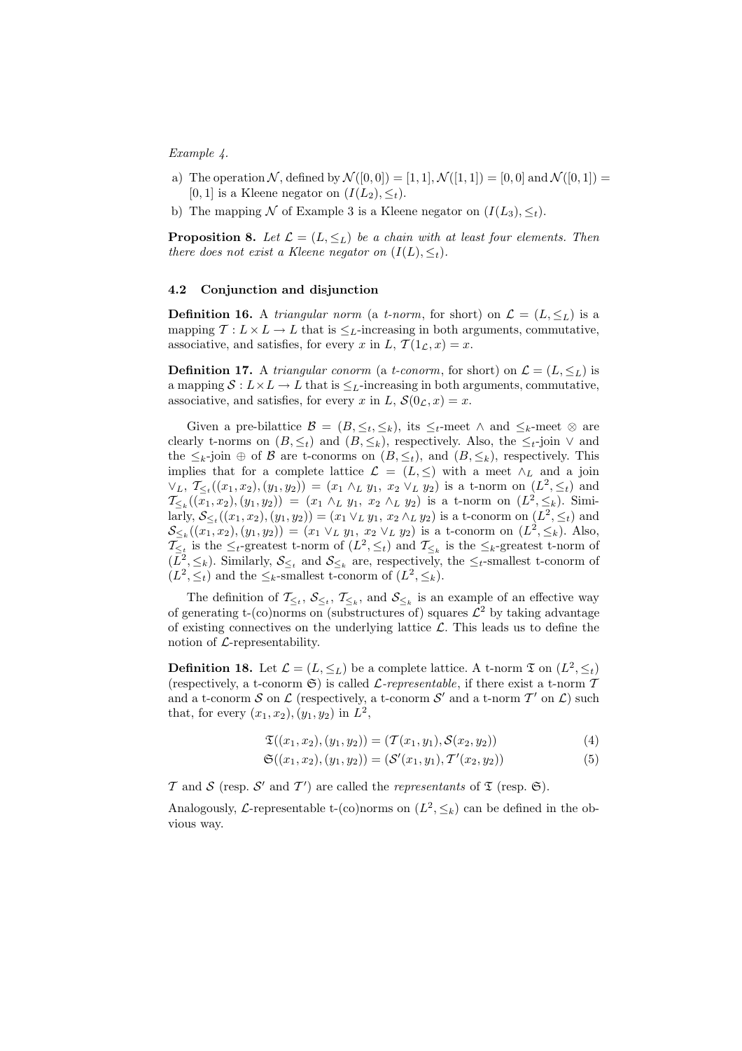*Example 4.*

a) The operation $\mathcal{N}$, defined by $\mathcal{N}([0,0]) = [1,1]$, $\mathcal{N}([1,1]) = [0,0]$ and $\mathcal{N}([0,1]) = [0,1]$ is a Kleene negator on $(I(L_2), \leq_t)$.

b) The mapping $\mathcal{N}$ of Example 3 is a Kleene negator on $(I(L_3), \leq_t)$.

**Proposition 8.** *Let $\mathcal{L} = (L, \leq_L)$ be a chain with at least four elements. Then there does not exist a Kleene negator on $(I(L), \leq_t)$.*

### 4.2 Conjunction and disjunction

**Definition 16.** A *triangular norm* (a *t-norm*, for short) on $\mathcal{L} = (L, \leq_L)$ is a mapping $\mathcal{T} : L \times L \to L$ that is $\leq_L$-increasing in both arguments, commutative, associative, and satisfies, for every $x$ in $L$, $\mathcal{T}(1_{\mathcal{L}}, x) = x$.

**Definition 17.** A *triangular conorm* (a *t-conorm*, for short) on $\mathcal{L} = (L, \leq_L)$ is a mapping $\mathcal{S} : L \times L \to L$ that is $\leq_L$-increasing in both arguments, commutative, associative, and satisfies, for every $x$ in $L$, $\mathcal{S}(0_{\mathcal{L}}, x) = x$.

Given a pre-bilattice $\mathcal{B} = (B, \leq_t, \leq_k)$, its $\leq_t$-meet $\wedge$ and $\leq_k$-meet $\otimes$ are clearly t-norms on $(B, \leq_t)$ and $(B, \leq_k)$, respectively. Also, the $\leq_t$-join $\vee$ and the $\leq_k$-join $\oplus$ of $\mathcal{B}$ are t-conorms on $(B, \leq_t)$, and $(B, \leq_k)$, respectively. This implies that for a complete lattice $\mathcal{L} = (L, \leq)$ with a meet $\wedge_L$ and a join $\vee_L$, $\mathcal{T}_{\leq_t}((x_1, x_2), (y_1, y_2)) = (x_1 \wedge_L y_1,\ x_2 \vee_L y_2)$ is a t-norm on $(L^2, \leq_t)$ and $\mathcal{T}_{\leq_k}((x_1, x_2), (y_1, y_2)) = (x_1 \wedge_L y_1,\ x_2 \wedge_L y_2)$ is a t-norm on $(L^2, \leq_k)$. Similarly, $\mathcal{S}_{\leq_t}((x_1, x_2), (y_1, y_2)) = (x_1 \vee_L y_1, x_2 \wedge_L y_2)$ is a t-conorm on $(L^2, \leq_t)$ and $\mathcal{S}_{\leq_k}((x_1, x_2), (y_1, y_2)) = (x_1 \vee_L y_1,\ x_2 \vee_L y_2)$ is a t-conorm on $(L^2, \leq_k)$. Also, $\mathcal{T}_{\leq_t}$ is the $\leq_t$-greatest t-norm of $(L^2, \leq_t)$ and $\mathcal{T}_{\leq_k}$ is the $\leq_k$-greatest t-norm of $(L^2, \leq_k)$. Similarly, $\mathcal{S}_{\leq_t}$ and $\mathcal{S}_{\leq_k}$ are, respectively, the $\leq_t$-smallest t-conorm of $(L^2, \leq_t)$ and the $\leq_k$-smallest t-conorm of $(L^2, \leq_k)$.

The definition of $\mathcal{T}_{\leq_t}$, $\mathcal{S}_{\leq_t}$, $\mathcal{T}_{\leq_k}$, and $\mathcal{S}_{\leq_k}$ is an example of an effective way of generating t-(co)norms on (substructures of) squares $\mathcal{L}^2$ by taking advantage of existing connectives on the underlying lattice $\mathcal{L}$. This leads us to define the notion of $\mathcal{L}$-representability.

**Definition 18.** Let $\mathcal{L} = (L, \leq_L)$ be a complete lattice. A t-norm $\mathfrak{T}$ on $(L^2, \leq_t)$ (respectively, a t-conorm $\mathfrak{S}$) is called *$\mathcal{L}$-representable*, if there exist a t-norm $\mathcal{T}$ and a t-conorm $\mathcal{S}$ on $\mathcal{L}$ (respectively, a t-conorm $\mathcal{S}'$ and a t-norm $\mathcal{T}'$ on $\mathcal{L}$) such that, for every $(x_1, x_2), (y_1, y_2)$ in $L^2$,

$$\mathfrak{T}((x_1, x_2), (y_1, y_2)) = (\mathcal{T}(x_1, y_1), \mathcal{S}(x_2, y_2)) \tag{4}$$

$$\mathfrak{S}((x_1, x_2), (y_1, y_2)) = (\mathcal{S}'(x_1, y_1), \mathcal{T}'(x_2, y_2)) \tag{5}$$

$\mathcal{T}$ and $\mathcal{S}$ (resp. $\mathcal{S}'$ and $\mathcal{T}'$) are called the *representants* of $\mathfrak{T}$ (resp. $\mathfrak{S}$).

Analogously, $\mathcal{L}$-representable t-(co)norms on $(L^2, \leq_k)$ can be defined in the obvious way.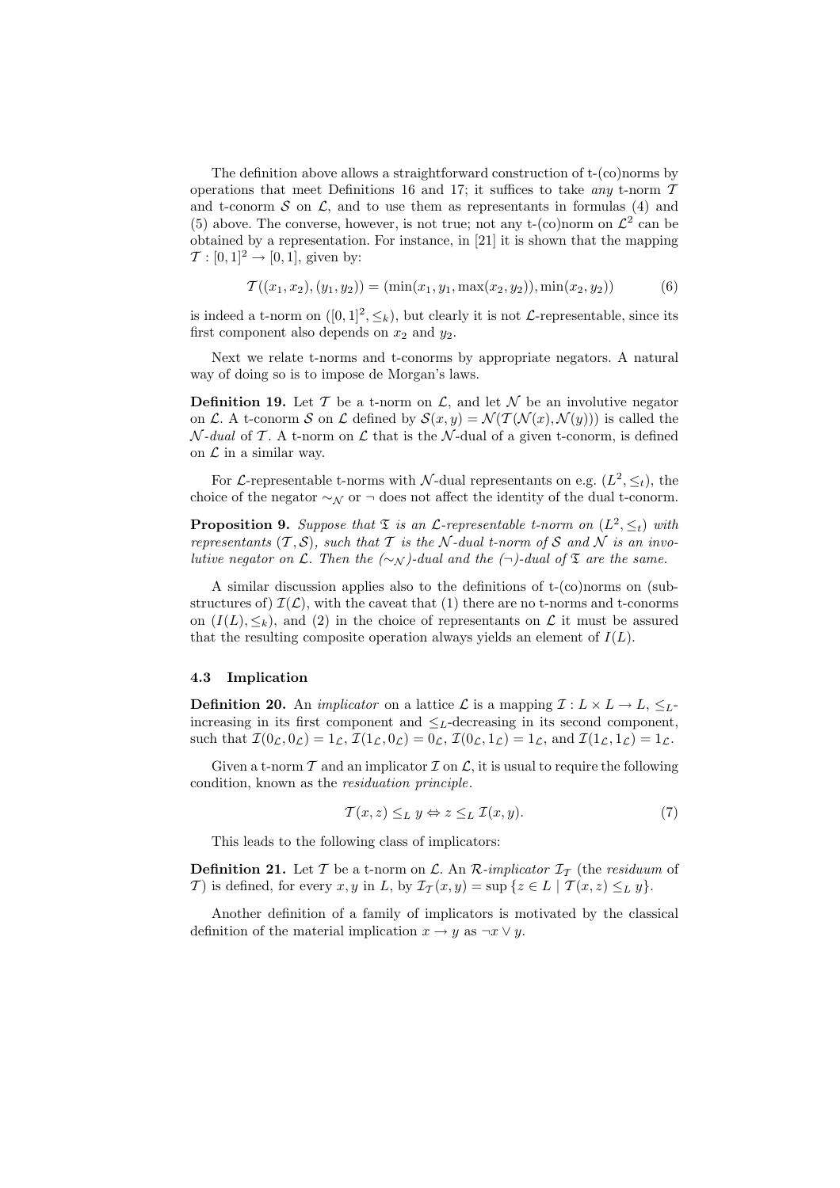The definition above allows a straightforward construction of t-(co)norms by operations that meet Definitions 16 and 17; it suffices to take *any* t-norm $\mathcal{T}$ and t-conorm $\mathcal{S}$ on $\mathcal{L}$, and to use them as representants in formulas (4) and (5) above. The converse, however, is not true; not any t-(co)norm on $\mathcal{L}^2$ can be obtained by a representation. For instance, in [21] it is shown that the mapping $\mathcal{T} : [0,1]^2 \rightarrow [0,1]$, given by:

$$\mathcal{T}((x_1, x_2), (y_1, y_2)) = (\min(x_1, y_1, \max(x_2, y_2)), \min(x_2, y_2)) \tag{6}$$

is indeed a t-norm on $([0,1]^2, \leq_k)$, but clearly it is not $\mathcal{L}$-representable, since its first component also depends on $x_2$ and $y_2$.

Next we relate t-norms and t-conorms by appropriate negators. A natural way of doing so is to impose de Morgan's laws.

**Definition 19.** Let $\mathcal{T}$ be a t-norm on $\mathcal{L}$, and let $\mathcal{N}$ be an involutive negator on $\mathcal{L}$. A t-conorm $\mathcal{S}$ on $\mathcal{L}$ defined by $\mathcal{S}(x,y) = \mathcal{N}(\mathcal{T}(\mathcal{N}(x), \mathcal{N}(y)))$ is called the *$\mathcal{N}$-dual* of $\mathcal{T}$. A t-norm on $\mathcal{L}$ that is the $\mathcal{N}$-dual of a given t-conorm, is defined on $\mathcal{L}$ in a similar way.

For $\mathcal{L}$-representable t-norms with $\mathcal{N}$-dual representants on e.g. $(L^2, \leq_t)$, the choice of the negator $\sim_{\mathcal{N}}$ or $\neg$ does not affect the identity of the dual t-conorm.

**Proposition 9.** *Suppose that $\mathfrak{T}$ is an $\mathcal{L}$-representable t-norm on $(L^2, \leq_t)$ with representants $(\mathcal{T}, \mathcal{S})$, such that $\mathcal{T}$ is the $\mathcal{N}$-dual t-norm of $\mathcal{S}$ and $\mathcal{N}$ is an involutive negator on $\mathcal{L}$. Then the ($\sim_{\mathcal{N}}$)-dual and the ($\neg$)-dual of $\mathfrak{T}$ are the same.*

A similar discussion applies also to the definitions of t-(co)norms on (substructures of) $\mathcal{I}(\mathcal{L})$, with the caveat that (1) there are no t-norms and t-conorms on $(I(L), \leq_k)$, and (2) in the choice of representants on $\mathcal{L}$ it must be assured that the resulting composite operation always yields an element of $I(L)$.

### 4.3 Implication

**Definition 20.** An *implicator* on a lattice $\mathcal{L}$ is a mapping $\mathcal{I} : L \times L \rightarrow L$, $\leq_L$-increasing in its first component and $\leq_L$-decreasing in its second component, such that $\mathcal{I}(0_{\mathcal{L}}, 0_{\mathcal{L}}) = 1_{\mathcal{L}}$, $\mathcal{I}(1_{\mathcal{L}}, 0_{\mathcal{L}}) = 0_{\mathcal{L}}$, $\mathcal{I}(0_{\mathcal{L}}, 1_{\mathcal{L}}) = 1_{\mathcal{L}}$, and $\mathcal{I}(1_{\mathcal{L}}, 1_{\mathcal{L}}) = 1_{\mathcal{L}}$.

Given a t-norm $\mathcal{T}$ and an implicator $\mathcal{I}$ on $\mathcal{L}$, it is usual to require the following condition, known as the *residuation principle*.

$$\mathcal{T}(x, z) \leq_L y \Leftrightarrow z \leq_L \mathcal{I}(x, y). \tag{7}$$

This leads to the following class of implicators:

**Definition 21.** Let $\mathcal{T}$ be a t-norm on $\mathcal{L}$. An *$\mathcal{R}$-implicator* $\mathcal{I}_{\mathcal{T}}$ (the *residuum* of $\mathcal{T}$) is defined, for every $x, y$ in $L$, by $\mathcal{I}_{\mathcal{T}}(x, y) = \sup \{z \in L \mid \mathcal{T}(x, z) \leq_L y\}$.

Another definition of a family of implicators is motivated by the classical definition of the material implication $x \rightarrow y$ as $\neg x \vee y$.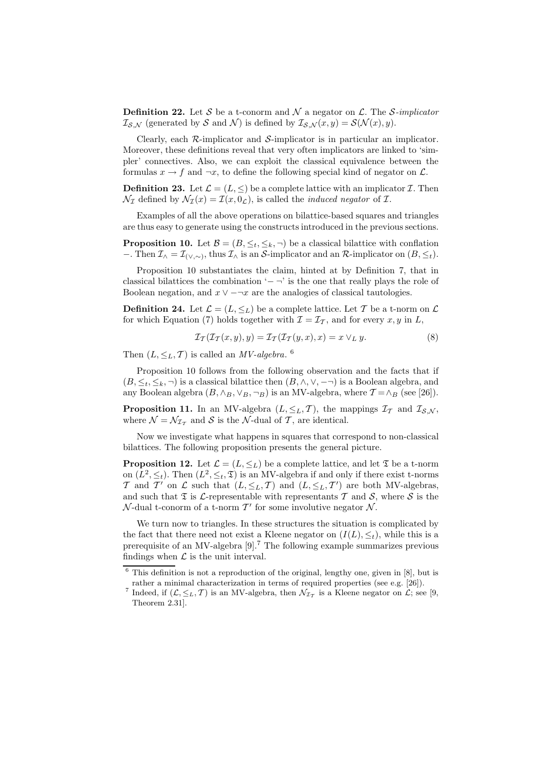**Definition 22.** Let $\mathcal{S}$ be a t-conorm and $\mathcal{N}$ a negator on $\mathcal{L}$. The $\mathcal{S}$*-implicator* $\mathcal{I}_{\mathcal{S},\mathcal{N}}$ (generated by $\mathcal{S}$ and $\mathcal{N}$) is defined by $\mathcal{I}_{\mathcal{S},\mathcal{N}}(x, y) = \mathcal{S}(\mathcal{N}(x), y)$.

Clearly, each $\mathcal{R}$-implicator and $\mathcal{S}$-implicator is in particular an implicator. Moreover, these definitions reveal that very often implicators are linked to 'simpler' connectives. Also, we can exploit the classical equivalence between the formulas $x \to f$ and $\neg x$, to define the following special kind of negator on $\mathcal{L}$.

**Definition 23.** Let $\mathcal{L} = (L, \leq)$ be a complete lattice with an implicator $\mathcal{I}$. Then $\mathcal{N}_{\mathcal{I}}$ defined by $\mathcal{N}_{\mathcal{I}}(x) = \mathcal{I}(x, 0_{\mathcal{L}})$, is called the *induced negator* of $\mathcal{I}$.

Examples of all the above operations on bilattice-based squares and triangles are thus easy to generate using the constructs introduced in the previous sections.

**Proposition 10.** Let $\mathcal{B} = (B, \leq_t, \leq_k, \neg)$ be a classical bilattice with conflation $-$. Then $\mathcal{I}_{\wedge} = \mathcal{I}_{(\vee,\sim)}$, thus $\mathcal{I}_{\wedge}$ is an $\mathcal{S}$-implicator and an $\mathcal{R}$-implicator on $(B, \leq_t)$.

Proposition 10 substantiates the claim, hinted at by Definition 7, that in classical bilattices the combination '$- \neg$' is the one that really plays the role of Boolean negation, and $x \vee - \neg x$ are the analogies of classical tautologies.

**Definition 24.** Let $\mathcal{L} = (L, \leq_L)$ be a complete lattice. Let $\mathcal{T}$ be a t-norm on $\mathcal{L}$ for which Equation (7) holds together with $\mathcal{I} = \mathcal{I}_{\mathcal{T}}$, and for every $x, y$ in $L$,

$$\mathcal{I}_{\mathcal{T}}(\mathcal{I}_{\mathcal{T}}(x, y), y) = \mathcal{I}_{\mathcal{T}}(\mathcal{I}_{\mathcal{T}}(y, x), x) = x \vee_L y. \tag{8}$$

Then $(L, \leq_L, \mathcal{T})$ is called an *MV-algebra*. [6]

Proposition 10 follows from the following observation and the facts that if $(B, \leq_t, \leq_k, \neg)$ is a classical bilattice then $(B, \wedge, \vee, -\neg)$ is a Boolean algebra, and any Boolean algebra $(B, \wedge_B, \vee_B, \neg_B)$ is an MV-algebra, where $\mathcal{T} = \wedge_B$ (see [26]).

**Proposition 11.** In an MV-algebra $(L, \leq_L, \mathcal{T})$, the mappings $\mathcal{I}_{\mathcal{T}}$ and $\mathcal{I}_{\mathcal{S},\mathcal{N}}$, where $\mathcal{N} = \mathcal{N}_{\mathcal{I}_{\mathcal{T}}}$ and $\mathcal{S}$ is the $\mathcal{N}$-dual of $\mathcal{T}$, are identical.

Now we investigate what happens in squares that correspond to non-classical bilattices. The following proposition presents the general picture.

**Proposition 12.** Let $\mathcal{L} = (L, \leq_L)$ be a complete lattice, and let $\mathfrak{T}$ be a t-norm on $(L^2, \leq_t)$. Then $(L^2, \leq_t, \mathfrak{T})$ is an MV-algebra if and only if there exist t-norms $\mathcal{T}$ and $\mathcal{T}'$ on $\mathcal{L}$ such that $(L, \leq_L, \mathcal{T})$ and $(L, \leq_L, \mathcal{T}')$ are both MV-algebras, and such that $\mathfrak{T}$ is $\mathcal{L}$-representable with representants $\mathcal{T}$ and $\mathcal{S}$, where $\mathcal{S}$ is the $\mathcal{N}$-dual t-conorm of a t-norm $\mathcal{T}'$ for some involutive negator $\mathcal{N}$.

We turn now to triangles. In these structures the situation is complicated by the fact that there need not exist a Kleene negator on $(I(L), \leq_t)$, while this is a prerequisite of an MV-algebra [9].[7] The following example summarizes previous findings when $\mathcal{L}$ is the unit interval.

---

[6] This definition is not a reproduction of the original, lengthy one, given in [8], but is rather a minimal characterization in terms of required properties (see e.g. [26]).

[7] Indeed, if $(\mathcal{L}, \leq_L, \mathcal{T})$ is an MV-algebra, then $\mathcal{N}_{\mathcal{I}_{\mathcal{T}}}$ is a Kleene negator on $\mathcal{L}$; see [9, Theorem 2.31].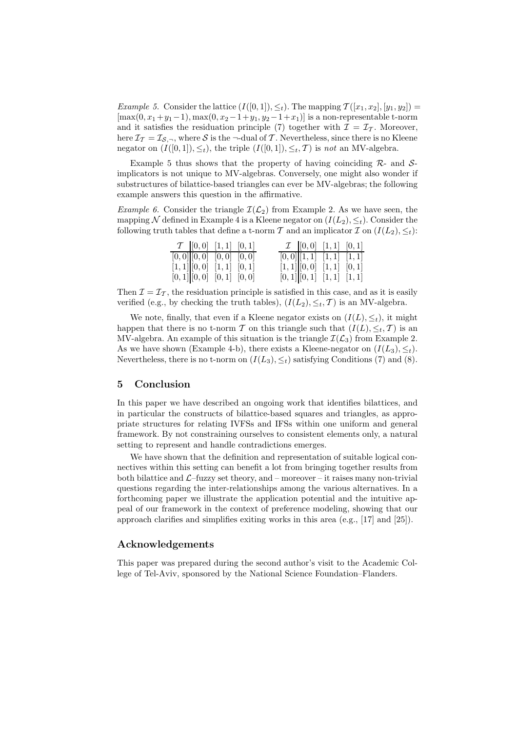*Example 5.* Consider the lattice $(I([0,1]), \leq_t)$. The mapping $\mathcal{T}([x_1, x_2], [y_1, y_2]) = [\max(0, x_1+y_1-1), \max(0, x_2-1+y_1, y_2-1+x_1)]$ is a non-representable t-norm and it satisfies the residuation principle (7) together with $\mathcal{I} = \mathcal{I}_{\mathcal{T}}$. Moreover, here $\mathcal{I}_{\mathcal{T}} = \mathcal{I}_{\mathcal{S},\neg}$, where $\mathcal{S}$ is the $\neg$-dual of $\mathcal{T}$. Nevertheless, since there is no Kleene negator on $(I([0,1]), \leq_t)$, the triple $(I([0,1]), \leq_t, \mathcal{T})$ is *not* an MV-algebra.

Example 5 thus shows that the property of having coinciding $\mathcal{R}$- and $\mathcal{S}$-implicators is not unique to MV-algebras. Conversely, one might also wonder if substructures of bilattice-based triangles can ever be MV-algebras; the following example answers this question in the affirmative.

*Example 6.* Consider the triangle $\mathcal{I}(\mathcal{L}_2)$ from Example 2. As we have seen, the mapping $\mathcal{N}$ defined in Example 4 is a Kleene negator on $(I(L_2), \leq_t)$. Consider the following truth tables that define a t-norm $\mathcal{T}$ and an implicator $\mathcal{I}$ on $(I(L_2), \leq_t)$:

| $\mathcal{T}$ | $[0,0]$ | $[1,1]$ | $[0,1]$ |
|---|---|---|---|
| $[0,0]$ | $[0,0]$ | $[0,0]$ | $[0,0]$ |
| $[1,1]$ | $[0,0]$ | $[1,1]$ | $[0,1]$ |
| $[0,1]$ | $[0,0]$ | $[0,1]$ | $[0,0]$ |

| $\mathcal{I}$ | $[0,0]$ | $[1,1]$ | $[0,1]$ |
|---|---|---|---|
| $[0,0]$ | $[1,1]$ | $[1,1]$ | $[1,1]$ |
| $[1,1]$ | $[0,0]$ | $[1,1]$ | $[0,1]$ |
| $[0,1]$ | $[0,1]$ | $[1,1]$ | $[1,1]$ |

Then $\mathcal{I} = \mathcal{I}_{\mathcal{T}}$, the residuation principle is satisfied in this case, and as it is easily verified (e.g., by checking the truth tables), $(I(L_2), \leq_t, \mathcal{T})$ is an MV-algebra.

We note, finally, that even if a Kleene negator exists on $(I(L), \leq_t)$, it might happen that there is no t-norm $\mathcal{T}$ on this triangle such that $(I(L), \leq_t, \mathcal{T})$ is an MV-algebra. An example of this situation is the triangle $\mathcal{I}(\mathcal{L}_3)$ from Example 2. As we have shown (Example 4-b), there exists a Kleene-negator on $(I(L_3), \leq_t)$. Nevertheless, there is no t-norm on $(I(L_3), \leq_t)$ satisfying Conditions (7) and (8).

## 5 Conclusion

In this paper we have described an ongoing work that identifies bilattices, and in particular the constructs of bilattice-based squares and triangles, as appropriate structures for relating IVFSs and IFSs within one uniform and general framework. By not constraining ourselves to consistent elements only, a natural setting to represent and handle contradictions emerges.

We have shown that the definition and representation of suitable logical connectives within this setting can benefit a lot from bringing together results from both bilattice and $\mathcal{L}$–fuzzy set theory, and – moreover – it raises many non-trivial questions regarding the inter-relationships among the various alternatives. In a forthcoming paper we illustrate the application potential and the intuitive appeal of our framework in the context of preference modeling, showing that our approach clarifies and simplifies exiting works in this area (e.g., [17] and [25]).

### Acknowledgements

This paper was prepared during the second author's visit to the Academic College of Tel-Aviv, sponsored by the National Science Foundation–Flanders.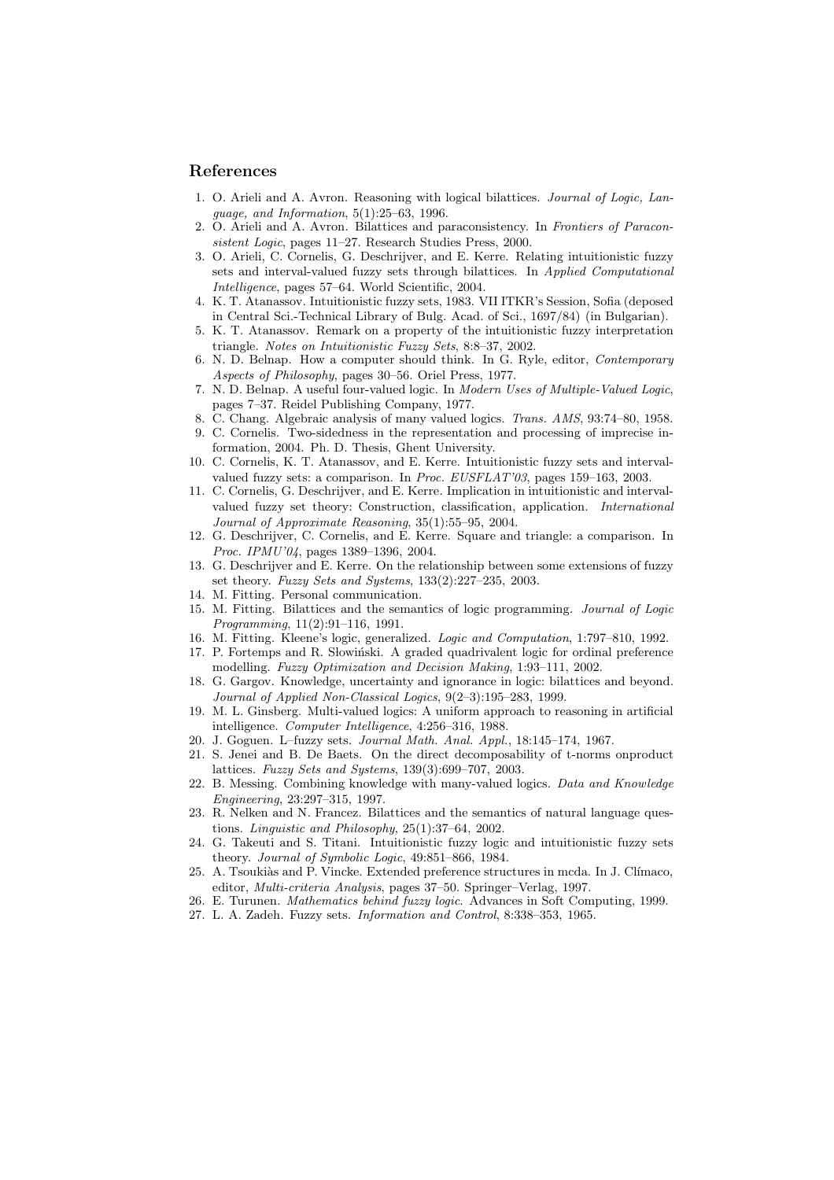## References

1. O. Arieli and A. Avron. Reasoning with logical bilattices. *Journal of Logic, Language, and Information*, 5(1):25–63, 1996.
2. O. Arieli and A. Avron. Bilattices and paraconsistency. In *Frontiers of Paraconsistent Logic*, pages 11–27. Research Studies Press, 2000.
3. O. Arieli, C. Cornelis, G. Deschrijver, and E. Kerre. Relating intuitionistic fuzzy sets and interval-valued fuzzy sets through bilattices. In *Applied Computational Intelligence*, pages 57–64. World Scientific, 2004.
4. K. T. Atanassov. Intuitionistic fuzzy sets, 1983. VII ITKR's Session, Sofia (deposed in Central Sci.-Technical Library of Bulg. Acad. of Sci., 1697/84) (in Bulgarian).
5. K. T. Atanassov. Remark on a property of the intuitionistic fuzzy interpretation triangle. *Notes on Intuitionistic Fuzzy Sets*, 8:8–37, 2002.
6. N. D. Belnap. How a computer should think. In G. Ryle, editor, *Contemporary Aspects of Philosophy*, pages 30–56. Oriel Press, 1977.
7. N. D. Belnap. A useful four-valued logic. In *Modern Uses of Multiple-Valued Logic*, pages 7–37. Reidel Publishing Company, 1977.
8. C. Chang. Algebraic analysis of many valued logics. *Trans. AMS*, 93:74–80, 1958.
9. C. Cornelis. Two-sidedness in the representation and processing of imprecise information, 2004. Ph. D. Thesis, Ghent University.
10. C. Cornelis, K. T. Atanassov, and E. Kerre. Intuitionistic fuzzy sets and interval-valued fuzzy sets: a comparison. In *Proc. EUSFLAT'03*, pages 159–163, 2003.
11. C. Cornelis, G. Deschrijver, and E. Kerre. Implication in intuitionistic and interval-valued fuzzy set theory: Construction, classification, application. *International Journal of Approximate Reasoning*, 35(1):55–95, 2004.
12. G. Deschrijver, C. Cornelis, and E. Kerre. Square and triangle: a comparison. In *Proc. IPMU'04*, pages 1389–1396, 2004.
13. G. Deschrijver and E. Kerre. On the relationship between some extensions of fuzzy set theory. *Fuzzy Sets and Systems*, 133(2):227–235, 2003.
14. M. Fitting. Personal communication.
15. M. Fitting. Bilattices and the semantics of logic programming. *Journal of Logic Programming*, 11(2):91–116, 1991.
16. M. Fitting. Kleene's logic, generalized. *Logic and Computation*, 1:797–810, 1992.
17. P. Fortemps and R. Słowiński. A graded quadrivalent logic for ordinal preference modelling. *Fuzzy Optimization and Decision Making*, 1:93–111, 2002.
18. G. Gargov. Knowledge, uncertainty and ignorance in logic: bilattices and beyond. *Journal of Applied Non-Classical Logics*, 9(2–3):195–283, 1999.
19. M. L. Ginsberg. Multi-valued logics: A uniform approach to reasoning in artificial intelligence. *Computer Intelligence*, 4:256–316, 1988.
20. J. Goguen. L–fuzzy sets. *Journal Math. Anal. Appl.*, 18:145–174, 1967.
21. S. Jenei and B. De Baets. On the direct decomposability of t-norms onproduct lattices. *Fuzzy Sets and Systems*, 139(3):699–707, 2003.
22. B. Messing. Combining knowledge with many-valued logics. *Data and Knowledge Engineering*, 23:297–315, 1997.
23. R. Nelken and N. Francez. Bilattices and the semantics of natural language questions. *Linguistic and Philosophy*, 25(1):37–64, 2002.
24. G. Takeuti and S. Titani. Intuitionistic fuzzy logic and intuitionistic fuzzy sets theory. *Journal of Symbolic Logic*, 49:851–866, 1984.
25. A. Tsoukiàs and P. Vincke. Extended preference structures in mcda. In J. Clímaco, editor, *Multi-criteria Analysis*, pages 37–50. Springer–Verlag, 1997.
26. E. Turunen. *Mathematics behind fuzzy logic*. Advances in Soft Computing, 1999.
27. L. A. Zadeh. Fuzzy sets. *Information and Control*, 8:338–353, 1965.